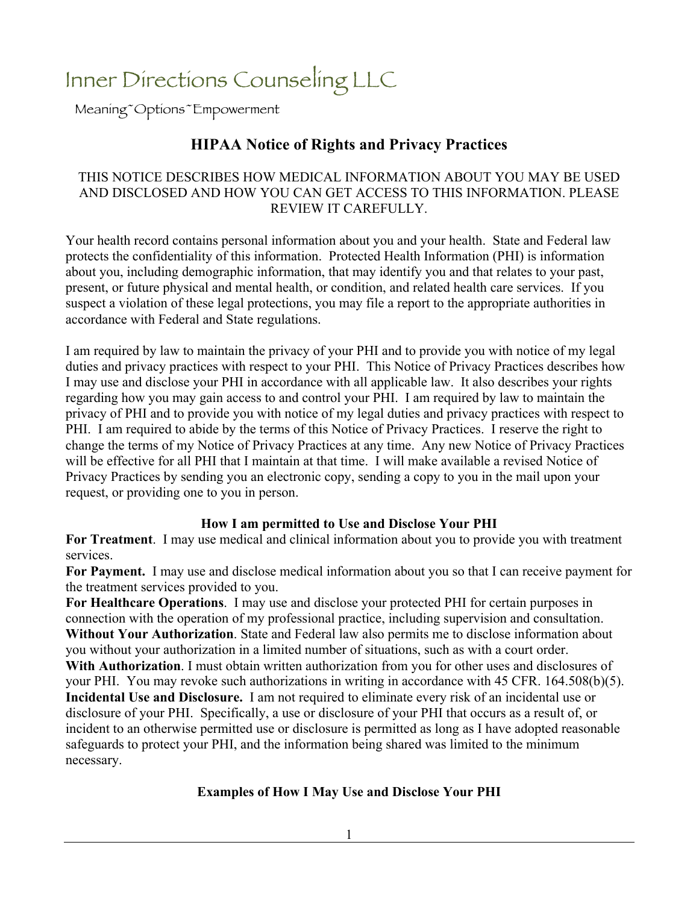# Inner Directions Counseling LLC

Meaning~Options~Empowerment

## HIPAA Notice of Rights and Privacy Practices

THIS NOTICE DESCRIBES HOW MEDICAL INFORMATION ABOUT YOU MAY BE USED AND DISCLOSED AND HOW YOU CAN GET ACCESS TO THIS INFORMATION. PLEASE REVIEW IT CAREFULLY.

Your health record contains personal information about you and your health. State and Federal law protects the confidentiality of this information. Protected Health Information (PHI) is information about you, including demographic information, that may identify you and that relates to your past, present, or future physical and mental health, or condition, and related health care services. If you suspect a violation of these legal protections, you may file a report to the appropriate authorities in accordance with Federal and State regulations.

I am required by law to maintain the privacy of your PHI and to provide you with notice of my legal duties and privacy practices with respect to your PHI. This Notice of Privacy Practices describes how I may use and disclose your PHI in accordance with all applicable law. It also describes your rights regarding how you may gain access to and control your PHI. I am required by law to maintain the privacy of PHI and to provide you with notice of my legal duties and privacy practices with respect to PHI. I am required to abide by the terms of this Notice of Privacy Practices. I reserve the right to change the terms of my Notice of Privacy Practices at any time. Any new Notice of Privacy Practices will be effective for all PHI that I maintain at that time. I will make available a revised Notice of Privacy Practices by sending you an electronic copy, sending a copy to you in the mail upon your request, or providing one to you in person.

### How I am permitted to Use and Disclose Your PHI

**For Treatment**. I may use medical and clinical information about you to provide you with treatment services.

**For Payment.** I may use and disclose medical information about you so that I can receive payment for the treatment services provided to you.

**For Healthcare Operations**. I may use and disclose your protected PHI for certain purposes in connection with the operation of my professional practice, including supervision and consultation.

**Without Your Authorization**. State and Federal law also permits me to disclose information about you without your authorization in a limited number of situations, such as with a court order.

**With Authorization**. I must obtain written authorization from you for other uses and disclosures of your PHI. You may revoke such authorizations in writing in accordance with 45 CFR. 164.508(b)(5).

**Incidental Use and Disclosure.** I am not required to eliminate every risk of an incidental use or disclosure of your PHI. Specifically, a use or disclosure of your PHI that occurs as a result of, or incident to an otherwise permitted use or disclosure is permitted as long as I have adopted reasonable safeguards to protect your PHI, and the information being shared was limited to the minimum necessary.

### Examples of How I May Use and Disclose Your PHI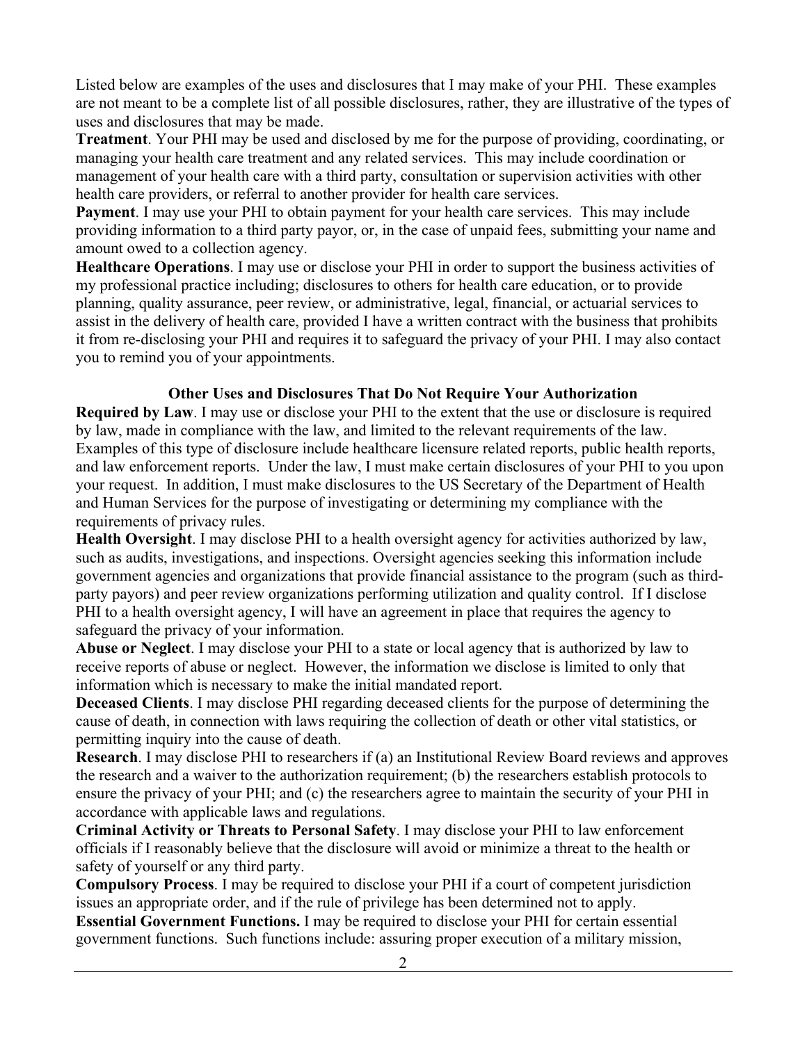Listed below are examples of the uses and disclosures that I may make of your PHI. These examples are not meant to be a complete list of all possible disclosures, rather, they are illustrative of the types of uses and disclosures that may be made.

**Treatment**. Your PHI may be used and disclosed by me for the purpose of providing, coordinating, or managing your health care treatment and any related services. This may include coordination or management of your health care with a third party, consultation or supervision activities with other health care providers, or referral to another provider for health care services.

**Payment**. I may use your PHI to obtain payment for your health care services. This may include providing information to a third party payor, or, in the case of unpaid fees, submitting your name and amount owed to a collection agency.

**Healthcare Operations**. I may use or disclose your PHI in order to support the business activities of my professional practice including; disclosures to others for health care education, or to provide planning, quality assurance, peer review, or administrative, legal, financial, or actuarial services to assist in the delivery of health care, provided I have a written contract with the business that prohibits it from re-disclosing your PHI and requires it to safeguard the privacy of your PHI. I may also contact you to remind you of your appointments.

## Other Uses and Disclosures That Do Not Require Your Authorization

**Required by Law**. I may use or disclose your PHI to the extent that the use or disclosure is required by law, made in compliance with the law, and limited to the relevant requirements of the law. Examples of this type of disclosure include healthcare licensure related reports, public health reports, and law enforcement reports. Under the law, I must make certain disclosures of your PHI to you upon your request. In addition, I must make disclosures to the US Secretary of the Department of Health and Human Services for the purpose of investigating or determining my compliance with the requirements of privacy rules.

**Health Oversight**. I may disclose PHI to a health oversight agency for activities authorized by law, such as audits, investigations, and inspections. Oversight agencies seeking this information include government agencies and organizations that provide financial assistance to the program (such as third-party payors) and peer review organizations performing utilization and quality control. If I disclose PHI to a health oversight agency, I will have an agreement in place that requires the agency to safeguard the privacy of your information.

**Abuse or Neglect**. I may disclose your PHI to a state or local agency that is authorized by law to receive reports of abuse or neglect. However, the information we disclose is limited to only that information which is necessary to make the initial mandated report.

**Deceased Clients**. I may disclose PHI regarding deceased clients for the purpose of determining the cause of death, in connection with laws requiring the collection of death or other vital statistics, or permitting inquiry into the cause of death.

**Research**. I may disclose PHI to researchers if (a) an Institutional Review Board reviews and approves the research and a waiver to the authorization requirement; (b) the researchers establish protocols to ensure the privacy of your PHI; and (c) the researchers agree to maintain the security of your PHI in accordance with applicable laws and regulations.

**Criminal Activity or Threats to Personal Safety**. I may disclose your PHI to law enforcement officials if I reasonably believe that the disclosure will avoid or minimize a threat to the health or safety of yourself or any third party.

**Compulsory Process**. I may be required to disclose your PHI if a court of competent jurisdiction issues an appropriate order, and if the rule of privilege has been determined not to apply.

**Essential Government Functions.** I may be required to disclose your PHI for certain essential government functions. Such functions include: assuring proper execution of a military mission,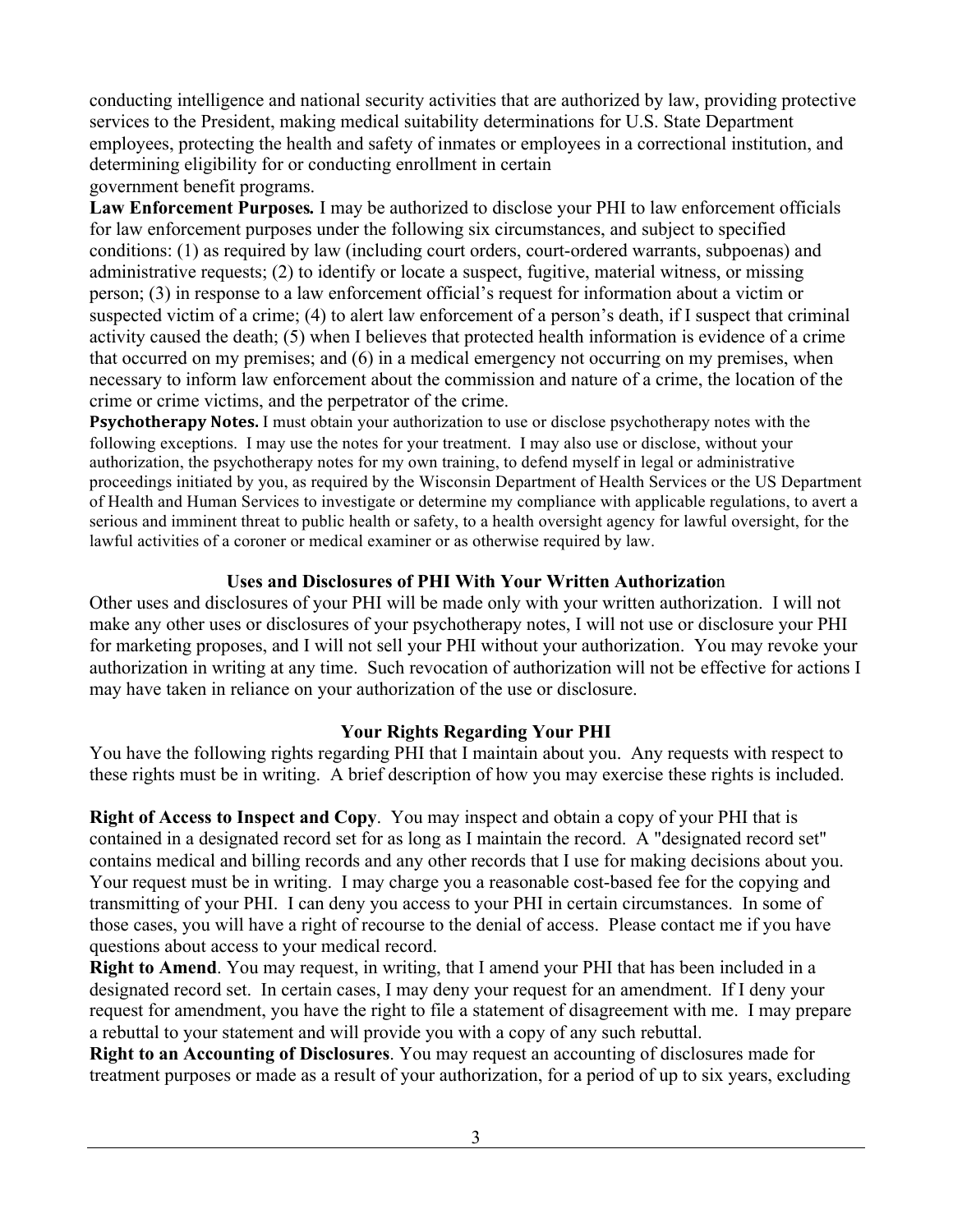conducting intelligence and national security activities that are authorized by law, providing protective services to the President, making medical suitability determinations for U.S. State Department employees, protecting the health and safety of inmates or employees in a correctional institution, and determining eligibility for or conducting enrollment in certain
government benefit programs.

**Law Enforcement Purposes.** I may be authorized to disclose your PHI to law enforcement officials for law enforcement purposes under the following six circumstances, and subject to specified conditions: (1) as required by law (including court orders, court-ordered warrants, subpoenas) and administrative requests; (2) to identify or locate a suspect, fugitive, material witness, or missing person; (3) in response to a law enforcement official's request for information about a victim or suspected victim of a crime; (4) to alert law enforcement of a person's death, if I suspect that criminal activity caused the death; (5) when I believes that protected health information is evidence of a crime that occurred on my premises; and (6) in a medical emergency not occurring on my premises, when necessary to inform law enforcement about the commission and nature of a crime, the location of the crime or crime victims, and the perpetrator of the crime.

**Psychotherapy Notes.** I must obtain your authorization to use or disclose psychotherapy notes with the following exceptions. I may use the notes for your treatment. I may also use or disclose, without your authorization, the psychotherapy notes for my own training, to defend myself in legal or administrative proceedings initiated by you, as required by the Wisconsin Department of Health Services or the US Department of Health and Human Services to investigate or determine my compliance with applicable regulations, to avert a serious and imminent threat to public health or safety, to a health oversight agency for lawful oversight, for the lawful activities of a coroner or medical examiner or as otherwise required by law.

## Uses and Disclosures of PHI With Your Written Authorization

Other uses and disclosures of your PHI will be made only with your written authorization. I will not make any other uses or disclosures of your psychotherapy notes, I will not use or disclosure your PHI for marketing proposes, and I will not sell your PHI without your authorization. You may revoke your authorization in writing at any time. Such revocation of authorization will not be effective for actions I may have taken in reliance on your authorization of the use or disclosure.

## Your Rights Regarding Your PHI

You have the following rights regarding PHI that I maintain about you. Any requests with respect to these rights must be in writing. A brief description of how you may exercise these rights is included.

**Right of Access to Inspect and Copy**. You may inspect and obtain a copy of your PHI that is contained in a designated record set for as long as I maintain the record. A "designated record set" contains medical and billing records and any other records that I use for making decisions about you. Your request must be in writing. I may charge you a reasonable cost-based fee for the copying and transmitting of your PHI. I can deny you access to your PHI in certain circumstances. In some of those cases, you will have a right of recourse to the denial of access. Please contact me if you have questions about access to your medical record.

**Right to Amend**. You may request, in writing, that I amend your PHI that has been included in a designated record set. In certain cases, I may deny your request for an amendment. If I deny your request for amendment, you have the right to file a statement of disagreement with me. I may prepare a rebuttal to your statement and will provide you with a copy of any such rebuttal.

**Right to an Accounting of Disclosures**. You may request an accounting of disclosures made for treatment purposes or made as a result of your authorization, for a period of up to six years, excluding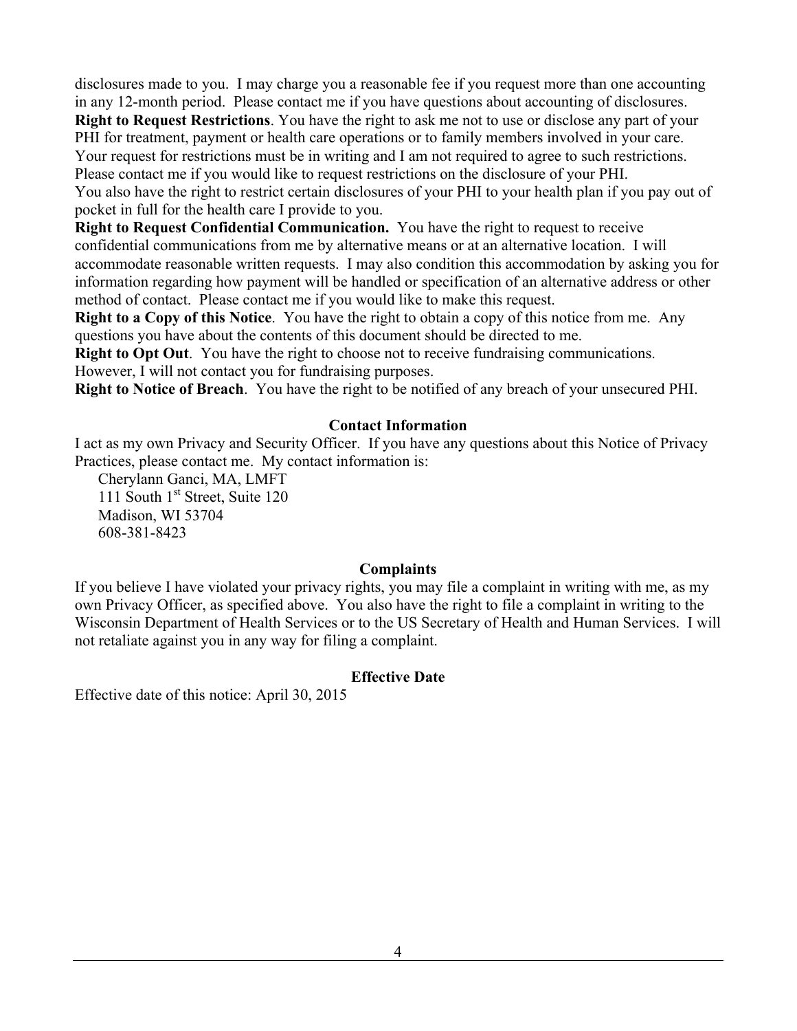disclosures made to you. I may charge you a reasonable fee if you request more than one accounting in any 12-month period. Please contact me if you have questions about accounting of disclosures.

**Right to Request Restrictions**. You have the right to ask me not to use or disclose any part of your PHI for treatment, payment or health care operations or to family members involved in your care. Your request for restrictions must be in writing and I am not required to agree to such restrictions. Please contact me if you would like to request restrictions on the disclosure of your PHI.

You also have the right to restrict certain disclosures of your PHI to your health plan if you pay out of pocket in full for the health care I provide to you.

**Right to Request Confidential Communication.** You have the right to request to receive confidential communications from me by alternative means or at an alternative location. I will accommodate reasonable written requests. I may also condition this accommodation by asking you for information regarding how payment will be handled or specification of an alternative address or other method of contact. Please contact me if you would like to make this request.

**Right to a Copy of this Notice**. You have the right to obtain a copy of this notice from me. Any questions you have about the contents of this document should be directed to me.

**Right to Opt Out**. You have the right to choose not to receive fundraising communications. However, I will not contact you for fundraising purposes.

**Right to Notice of Breach**. You have the right to be notified of any breach of your unsecured PHI.

## Contact Information

I act as my own Privacy and Security Officer. If you have any questions about this Notice of Privacy Practices, please contact me. My contact information is:

Cherylann Ganci, MA, LMFT
111 South 1st Street, Suite 120
Madison, WI 53704
608-381-8423

## Complaints

If you believe I have violated your privacy rights, you may file a complaint in writing with me, as my own Privacy Officer, as specified above. You also have the right to file a complaint in writing to the Wisconsin Department of Health Services or to the US Secretary of Health and Human Services. I will not retaliate against you in any way for filing a complaint.

## Effective Date

Effective date of this notice: April 30, 2015